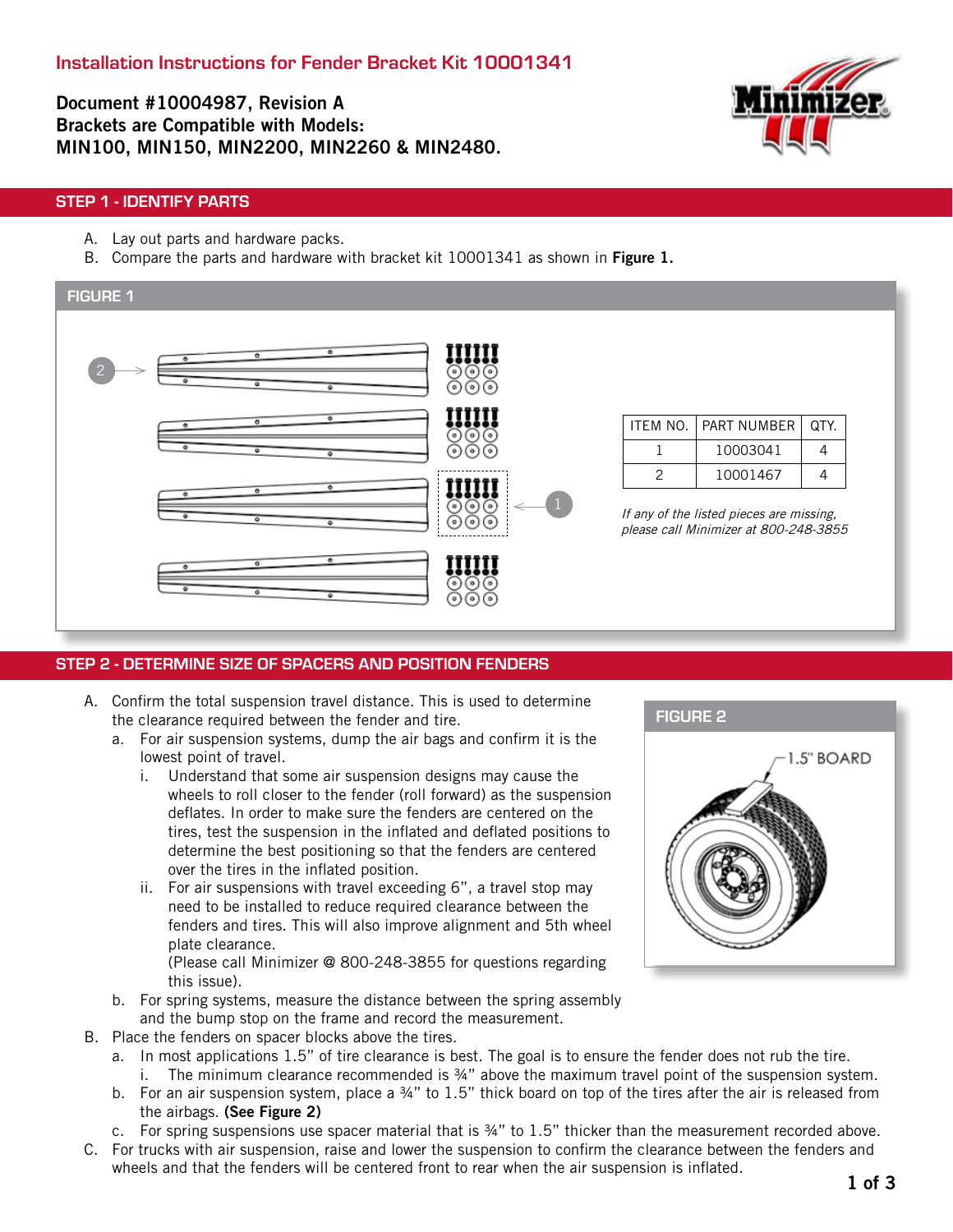# Installation Instructions for Fender Bracket Kit 10001341

**Document #10004987, Revision A**
**Brackets are Compatible with Models:**
**MIN100, MIN150, MIN2200, MIN2260 & MIN2480.**

## STEP 1 - IDENTIFY PARTS

A. Lay out parts and hardware packs.
B. Compare the parts and hardware with bracket kit 10001341 as shown in **Figure 1.**

### FIGURE 1

| ITEM NO. | PART NUMBER | QTY. |
|---|---|---|
| 1 | 10003041 | 4 |
| 2 | 10001467 | 4 |

*If any of the listed pieces are missing, please call Minimizer at 800-248-3855*

## STEP 2 - DETERMINE SIZE OF SPACERS AND POSITION FENDERS

A. Confirm the total suspension travel distance. This is used to determine the clearance required between the fender and tire.
   a. For air suspension systems, dump the air bags and confirm it is the lowest point of travel.
      i. Understand that some air suspension designs may cause the wheels to roll closer to the fender (roll forward) as the suspension deflates. In order to make sure the fenders are centered on the tires, test the suspension in the inflated and deflated positions to determine the best positioning so that the fenders are centered over the tires in the inflated position.
      ii. For air suspensions with travel exceeding 6", a travel stop may need to be installed to reduce required clearance between the fenders and tires. This will also improve alignment and 5th wheel plate clearance.
      (Please call Minimizer @ 800-248-3855 for questions regarding this issue).
   b. For spring systems, measure the distance between the spring assembly and the bump stop on the frame and record the measurement.
B. Place the fenders on spacer blocks above the tires.
   a. In most applications 1.5" of tire clearance is best. The goal is to ensure the fender does not rub the tire.
      i. The minimum clearance recommended is ¾" above the maximum travel point of the suspension system.
   b. For an air suspension system, place a ¾" to 1.5" thick board on top of the tires after the air is released from the airbags. **(See Figure 2)**
   c. For spring suspensions use spacer material that is ¾" to 1.5" thicker than the measurement recorded above.
C. For trucks with air suspension, raise and lower the suspension to confirm the clearance between the fenders and wheels and that the fenders will be centered front to rear when the air suspension is inflated.

### FIGURE 2

1.5" BOARD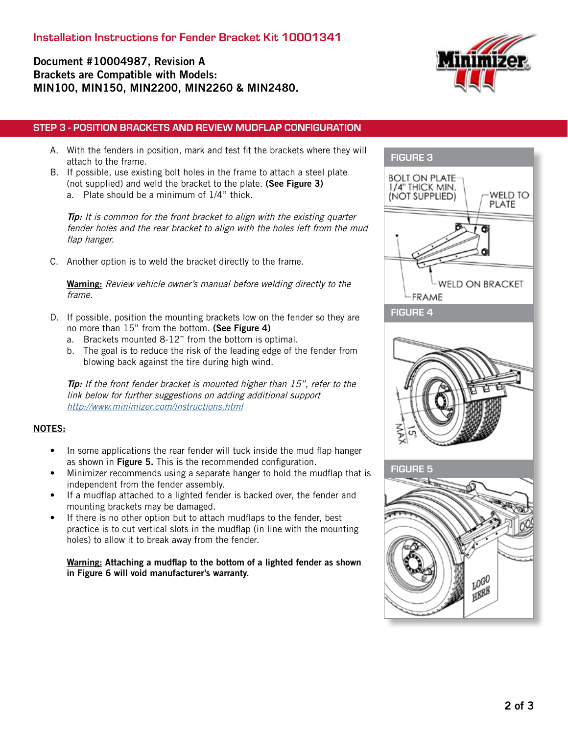# Installation Instructions for Fender Bracket Kit 10001341

**Document #10004987, Revision A**
**Brackets are Compatible with Models:**
**MIN100, MIN150, MIN2200, MIN2260 & MIN2480.**

## STEP 3 - POSITION BRACKETS AND REVIEW MUDFLAP CONFIGURATION

A. With the fenders in position, mark and test fit the brackets where they will attach to the frame.

B. If possible, use existing bolt holes in the frame to attach a steel plate (not supplied) and weld the bracket to the plate. **(See Figure 3)**
   a. Plate should be a minimum of 1/4" thick.

   ***Tip:*** *It is common for the front bracket to align with the existing quarter fender holes and the rear bracket to align with the holes left from the mud flap hanger.*

C. Another option is to weld the bracket directly to the frame.

   **Warning:** *Review vehicle owner's manual before welding directly to the frame.*

D. If possible, position the mounting brackets low on the fender so they are no more than 15" from the bottom. **(See Figure 4)**
   a. Brackets mounted 8-12" from the bottom is optimal.
   b. The goal is to reduce the risk of the leading edge of the fender from blowing back against the tire during high wind.

   ***Tip:*** *If the front fender bracket is mounted higher than 15", refer to the link below for further suggestions on adding additional support*
   *http://www.minimizer.com/instructions.html*

**NOTES:**

- In some applications the rear fender will tuck inside the mud flap hanger as shown in **Figure 5.** This is the recommended configuration.
- Minimizer recommends using a separate hanger to hold the mudflap that is independent from the fender assembly.
- If a mudflap attached to a lighted fender is backed over, the fender and mounting brackets may be damaged.
- If there is no other option but to attach mudflaps to the fender, best practice is to cut vertical slots in the mudflap (in line with the mounting holes) to allow it to break away from the fender.

**Warning: Attaching a mudflap to the bottom of a lighted fender as shown in Figure 6 will void manufacturer's warranty.**

**FIGURE 3**

BOLT ON PLATE 1/4" THICK MIN. (NOT SUPPLIED)
WELD TO PLATE
WELD ON BRACKET
FRAME

**FIGURE 4**

15" MAX

**FIGURE 5**

LOGO HERE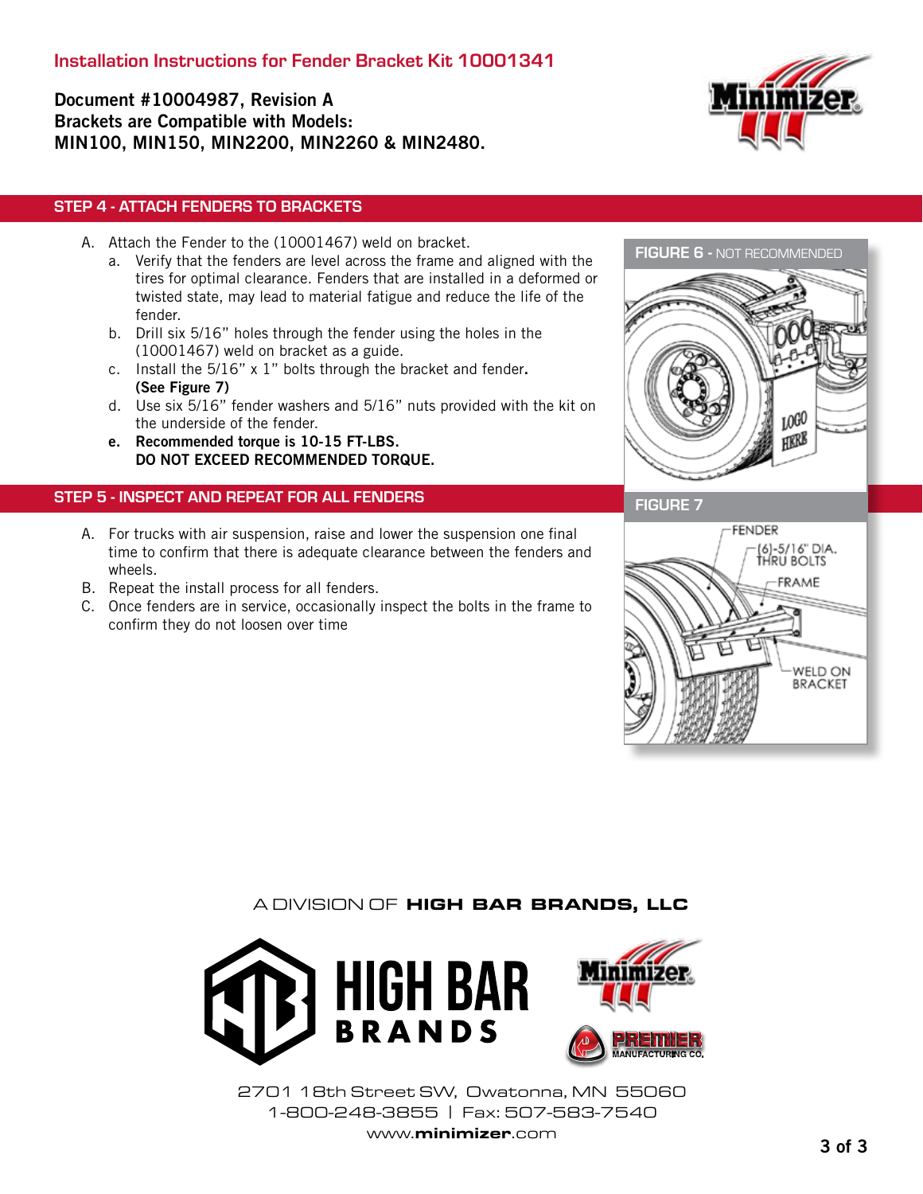Installation Instructions for Fender Bracket Kit 10001341

**Document #10004987, Revision A**
**Brackets are Compatible with Models:**
**MIN100, MIN150, MIN2200, MIN2260 & MIN2480.**

## STEP 4 - ATTACH FENDERS TO BRACKETS

A. Attach the Fender to the (10001467) weld on bracket.
   a. Verify that the fenders are level across the frame and aligned with the tires for optimal clearance. Fenders that are installed in a deformed or twisted state, may lead to material fatigue and reduce the life of the fender.
   b. Drill six 5/16" holes through the fender using the holes in the (10001467) weld on bracket as a guide.
   c. Install the 5/16" x 1" bolts through the bracket and fender. **(See Figure 7)**
   d. Use six 5/16" fender washers and 5/16" nuts provided with the kit on the underside of the fender.
   **e. Recommended torque is 10-15 FT-LBS. DO NOT EXCEED RECOMMENDED TORQUE.**

## STEP 5 - INSPECT AND REPEAT FOR ALL FENDERS

A. For trucks with air suspension, raise and lower the suspension one final time to confirm that there is adequate clearance between the fenders and wheels.
B. Repeat the install process for all fenders.
C. Once fenders are in service, occasionally inspect the bolts in the frame to confirm they do not loosen over time

**FIGURE 6 -** NOT RECOMMENDED

LOGO HERE

**FIGURE 7**

FENDER
(6)-5/16" DIA. THRU BOLTS
FRAME
WELD ON BRACKET

A DIVISION OF **HIGH BAR BRANDS, LLC**

2701 18th Street SW, Owatonna, MN 55060
1-800-248-3855 | Fax: 507-583-7540
www.**minimizer**.com